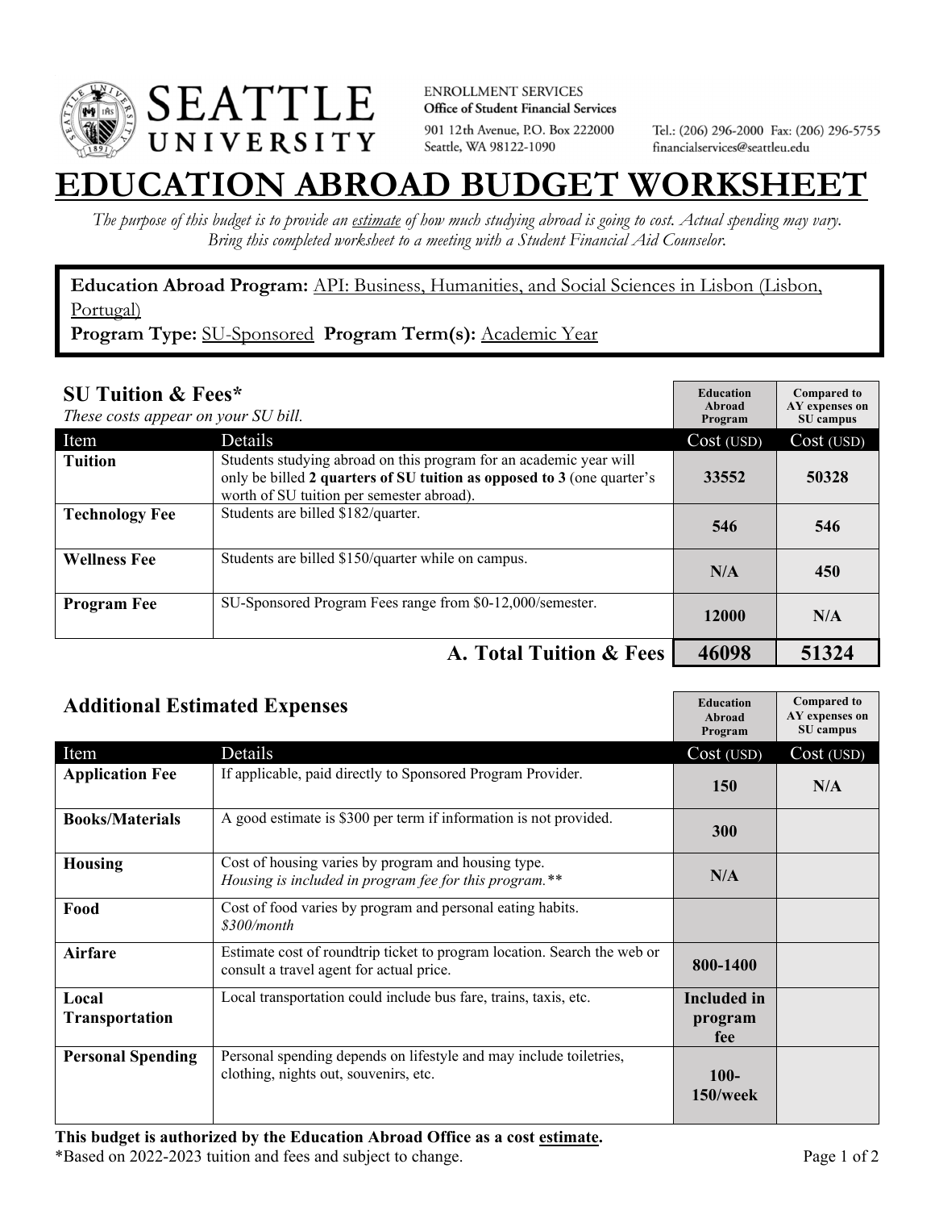SEATTLE UNIVERSITY

ENROLLMENT SERVICES
**Office of Student Financial Services**
901 12th Avenue, P.O. Box 222000
Seattle, WA 98122-1090

Tel.: (206) 296-2000 Fax: (206) 296-5755
financialservices@seattleu.edu

# EDUCATION ABROAD BUDGET WORKSHEET

*The purpose of this budget is to provide an estimate of how much studying abroad is going to cost. Actual spending may vary. Bring this completed worksheet to a meeting with a Student Financial Aid Counselor.*

**Education Abroad Program:** API: Business, Humanities, and Social Sciences in Lisbon (Lisbon, Portugal)
**Program Type:** SU-Sponsored **Program Term(s):** Academic Year

## SU Tuition & Fees*

*These costs appear on your SU bill.*

| Item | Details | Education Abroad Program Cost (USD) | Compared to AY expenses on SU campus Cost (USD) |
|---|---|---|---|
| **Tuition** | Students studying abroad on this program for an academic year will only be billed **2 quarters of SU tuition as opposed to 3** (one quarter's worth of SU tuition per semester abroad). | 33552 | 50328 |
| **Technology Fee** | Students are billed $182/quarter. | 546 | 546 |
| **Wellness Fee** | Students are billed $150/quarter while on campus. | N/A | 450 |
| **Program Fee** | SU-Sponsored Program Fees range from $0-12,000/semester. | 12000 | N/A |
| | **A. Total Tuition & Fees** | **46098** | **51324** |

## Additional Estimated Expenses

| Item | Details | Education Abroad Program Cost (USD) | Compared to AY expenses on SU campus Cost (USD) |
|---|---|---|---|
| **Application Fee** | If applicable, paid directly to Sponsored Program Provider. | 150 | N/A |
| **Books/Materials** | A good estimate is $300 per term if information is not provided. | 300 | |
| **Housing** | Cost of housing varies by program and housing type. *Housing is included in program fee for this program.*** | N/A | |
| **Food** | Cost of food varies by program and personal eating habits. *$300/month* | | |
| **Airfare** | Estimate cost of roundtrip ticket to program location. Search the web or consult a travel agent for actual price. | 800-1400 | |
| **Local Transportation** | Local transportation could include bus fare, trains, taxis, etc. | Included in program fee | |
| **Personal Spending** | Personal spending depends on lifestyle and may include toiletries, clothing, nights out, souvenirs, etc. | 100-150/week | |

**This budget is authorized by the Education Abroad Office as a cost estimate.**
*Based on 2022-2023 tuition and fees and subject to change.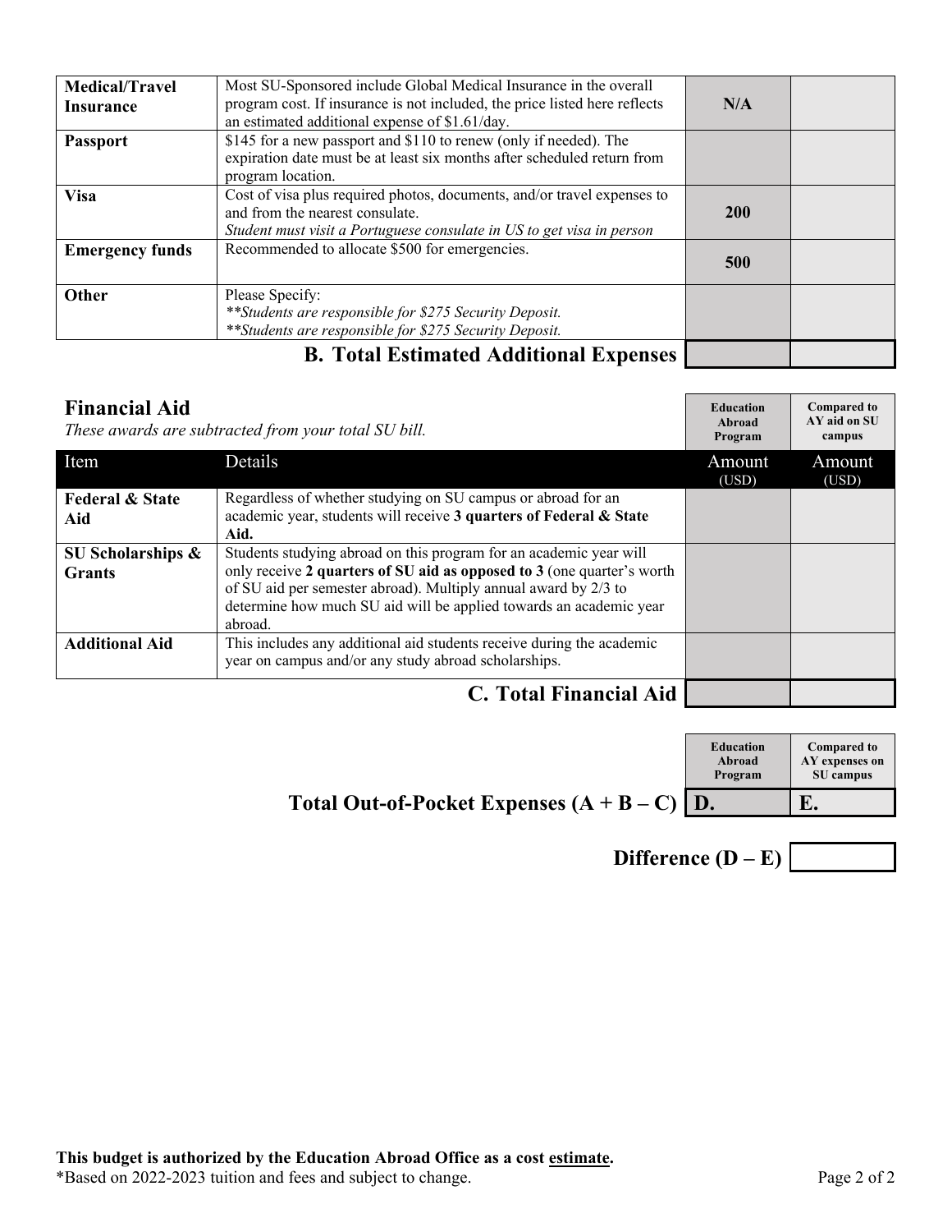| | | | |
|---|---|---|---|
| **Medical/Travel Insurance** | Most SU-Sponsored include Global Medical Insurance in the overall program cost. If insurance is not included, the price listed here reflects an estimated additional expense of $1.61/day. | **N/A** | |
| **Passport** | $145 for a new passport and $110 to renew (only if needed). The expiration date must be at least six months after scheduled return from program location. | | |
| **Visa** | Cost of visa plus required photos, documents, and/or travel expenses to and from the nearest consulate.<br>*Student must visit a Portuguese consulate in US to get visa in person* | **200** | |
| **Emergency funds** | Recommended to allocate $500 for emergencies. | **500** | |
| **Other** | Please Specify:<br>***Students are responsible for $275 Security Deposit.*<br>***Students are responsible for $275 Security Deposit.* | | |
| | **B. Total Estimated Additional Expenses** | | |

## Financial Aid

*These awards are subtracted from your total SU bill.*

| | | Education Abroad Program | Compared to AY aid on SU campus |
|---|---|---|---|
| Item | Details | Amount (USD) | Amount (USD) |
| **Federal & State Aid** | Regardless of whether studying on SU campus or abroad for an academic year, students will receive **3 quarters of Federal & State Aid.** | | |
| **SU Scholarships & Grants** | Students studying abroad on this program for an academic year will only receive **2 quarters of SU aid as opposed to 3** (one quarter's worth of SU aid per semester abroad). Multiply annual award by 2/3 to determine how much SU aid will be applied towards an academic year abroad. | | |
| **Additional Aid** | This includes any additional aid students receive during the academic year on campus and/or any study abroad scholarships. | | |
| | **C. Total Financial Aid** | | |

| | Education Abroad Program | Compared to AY expenses on SU campus |
|---|---|---|
| **Total Out-of-Pocket Expenses (A + B – C)** | **D.** | **E.** |

**Difference (D – E)**

**This budget is authorized by the Education Abroad Office as a cost estimate.**

*Based on 2022-2023 tuition and fees and subject to change.